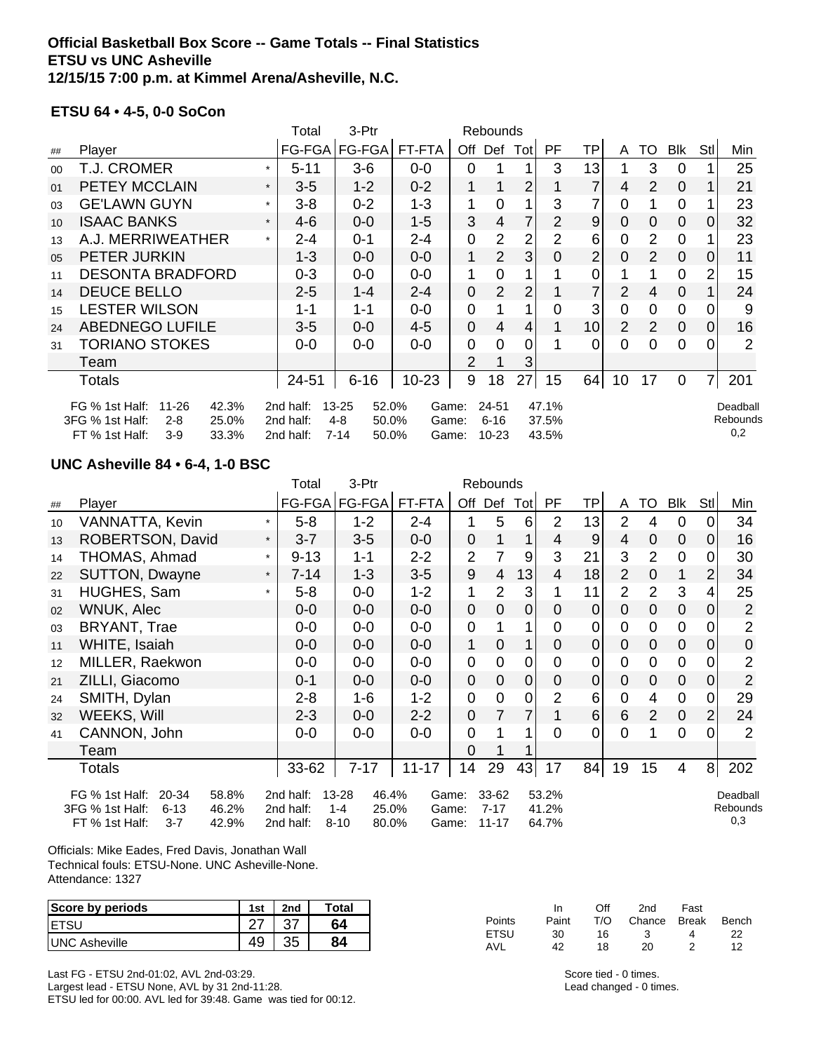**Official Basketball Box Score -- Game Totals -- Final Statistics**
**ETSU vs UNC Asheville**
**12/15/15 7:00 p.m. at Kimmel Arena/Asheville, N.C.**

### ETSU 64 • 4-5, 0-0 SoCon

| ## | Player | | Total FG-FGA | 3-Ptr FG-FGA | FT-FTA | Rebounds Off | Def | Tot | PF | TP | A | TO | Blk | Stl | Min |
|---|---|---|---|---|---|---|---|---|---|---|---|---|---|---|---|
| 00 | T.J. CROMER | * | 5-11 | 3-6 | 0-0 | 0 | 1 | 1 | 3 | 13 | 1 | 3 | 0 | 1 | 25 |
| 01 | PETEY MCCLAIN | * | 3-5 | 1-2 | 0-2 | 1 | 1 | 2 | 1 | 7 | 4 | 2 | 0 | 1 | 21 |
| 03 | GE'LAWN GUYN | * | 3-8 | 0-2 | 1-3 | 1 | 0 | 1 | 3 | 7 | 0 | 1 | 0 | 1 | 23 |
| 10 | ISAAC BANKS | * | 4-6 | 0-0 | 1-5 | 3 | 4 | 7 | 2 | 9 | 0 | 0 | 0 | 0 | 32 |
| 13 | A.J. MERRIWEATHER | * | 2-4 | 0-1 | 2-4 | 0 | 2 | 2 | 2 | 6 | 0 | 2 | 0 | 1 | 23 |
| 05 | PETER JURKIN | | 1-3 | 0-0 | 0-0 | 1 | 2 | 3 | 0 | 2 | 0 | 2 | 0 | 0 | 11 |
| 11 | DESONTA BRADFORD | | 0-3 | 0-0 | 0-0 | 1 | 0 | 1 | 1 | 0 | 1 | 1 | 0 | 2 | 15 |
| 14 | DEUCE BELLO | | 2-5 | 1-4 | 2-4 | 0 | 2 | 2 | 1 | 7 | 2 | 4 | 0 | 1 | 24 |
| 15 | LESTER WILSON | | 1-1 | 1-1 | 0-0 | 0 | 1 | 1 | 0 | 3 | 0 | 0 | 0 | 0 | 9 |
| 24 | ABEDNEGO LUFILE | | 3-5 | 0-0 | 4-5 | 0 | 4 | 4 | 1 | 10 | 2 | 2 | 0 | 0 | 16 |
| 31 | TORIANO STOKES | | 0-0 | 0-0 | 0-0 | 0 | 0 | 0 | 1 | 0 | 0 | 0 | 0 | 0 | 2 |
| | Team | | | | | 2 | 1 | 3 | | | | | | | |
| | Totals | | 24-51 | 6-16 | 10-23 | 9 | 18 | 27 | 15 | 64 | 10 | 17 | 0 | 7 | 201 |

FG % 1st Half: 11-26 42.3% 2nd half: 13-25 52.0% Game: 24-51 47.1%
3FG % 1st Half: 2-8 25.0% 2nd half: 4-8 50.0% Game: 6-16 37.5%
FT % 1st Half: 3-9 33.3% 2nd half: 7-14 50.0% Game: 10-23 43.5%

Deadball Rebounds 0,2

### UNC Asheville 84 • 6-4, 1-0 BSC

| ## | Player | | Total FG-FGA | 3-Ptr FG-FGA | FT-FTA | Rebounds Off | Def | Tot | PF | TP | A | TO | Blk | Stl | Min |
|---|---|---|---|---|---|---|---|---|---|---|---|---|---|---|---|
| 10 | VANNATTA, Kevin | * | 5-8 | 1-2 | 2-4 | 1 | 5 | 6 | 2 | 13 | 2 | 4 | 0 | 0 | 34 |
| 13 | ROBERTSON, David | * | 3-7 | 3-5 | 0-0 | 0 | 1 | 1 | 4 | 9 | 4 | 0 | 0 | 0 | 16 |
| 14 | THOMAS, Ahmad | * | 9-13 | 1-1 | 2-2 | 2 | 7 | 9 | 3 | 21 | 3 | 2 | 0 | 0 | 30 |
| 22 | SUTTON, Dwayne | * | 7-14 | 1-3 | 3-5 | 9 | 4 | 13 | 4 | 18 | 2 | 0 | 1 | 2 | 34 |
| 31 | HUGHES, Sam | * | 5-8 | 0-0 | 1-2 | 1 | 2 | 3 | 1 | 11 | 2 | 2 | 3 | 4 | 25 |
| 02 | WNUK, Alec | | 0-0 | 0-0 | 0-0 | 0 | 0 | 0 | 0 | 0 | 0 | 0 | 0 | 0 | 2 |
| 03 | BRYANT, Trae | | 0-0 | 0-0 | 0-0 | 0 | 1 | 1 | 0 | 0 | 0 | 0 | 0 | 0 | 2 |
| 11 | WHITE, Isaiah | | 0-0 | 0-0 | 0-0 | 1 | 0 | 1 | 0 | 0 | 0 | 0 | 0 | 0 | 0 |
| 12 | MILLER, Raekwon | | 0-0 | 0-0 | 0-0 | 0 | 0 | 0 | 0 | 0 | 0 | 0 | 0 | 0 | 2 |
| 21 | ZILLI, Giacomo | | 0-1 | 0-0 | 0-0 | 0 | 0 | 0 | 0 | 0 | 0 | 0 | 0 | 0 | 2 |
| 24 | SMITH, Dylan | | 2-8 | 1-6 | 1-2 | 0 | 0 | 0 | 2 | 6 | 0 | 4 | 0 | 0 | 29 |
| 32 | WEEKS, Will | | 2-3 | 0-0 | 2-2 | 0 | 7 | 7 | 1 | 6 | 6 | 2 | 0 | 2 | 24 |
| 41 | CANNON, John | | 0-0 | 0-0 | 0-0 | 0 | 1 | 1 | 0 | 0 | 0 | 1 | 0 | 0 | 2 |
| | Team | | | | | 0 | 1 | 1 | | | | | | | |
| | Totals | | 33-62 | 7-17 | 11-17 | 14 | 29 | 43 | 17 | 84 | 19 | 15 | 4 | 8 | 202 |

FG % 1st Half: 20-34 58.8% 2nd half: 13-28 46.4% Game: 33-62 53.2%
3FG % 1st Half: 6-13 46.2% 2nd half: 1-4 25.0% Game: 7-17 41.2%
FT % 1st Half: 3-7 42.9% 2nd half: 8-10 80.0% Game: 11-17 64.7%

Deadball Rebounds 0,3

Officials: Mike Eades, Fred Davis, Jonathan Wall
Technical fouls: ETSU-None. UNC Asheville-None.
Attendance: 1327

| Score by periods | 1st | 2nd | Total |
|---|---|---|---|
| ETSU | 27 | 37 | **64** |
| UNC Asheville | 49 | 35 | **84** |

| Points | In Paint | Off T/O | 2nd Chance | Fast Break | Bench |
|---|---|---|---|---|---|
| ETSU | 30 | 16 | 3 | 4 | 22 |
| AVL | 42 | 18 | 20 | 2 | 12 |

Last FG - ETSU 2nd-01:02, AVL 2nd-03:29.
Largest lead - ETSU None, AVL by 31 2nd-11:28.
ETSU led for 00:00. AVL led for 39:48. Game was tied for 00:12.

Score tied - 0 times.
Lead changed - 0 times.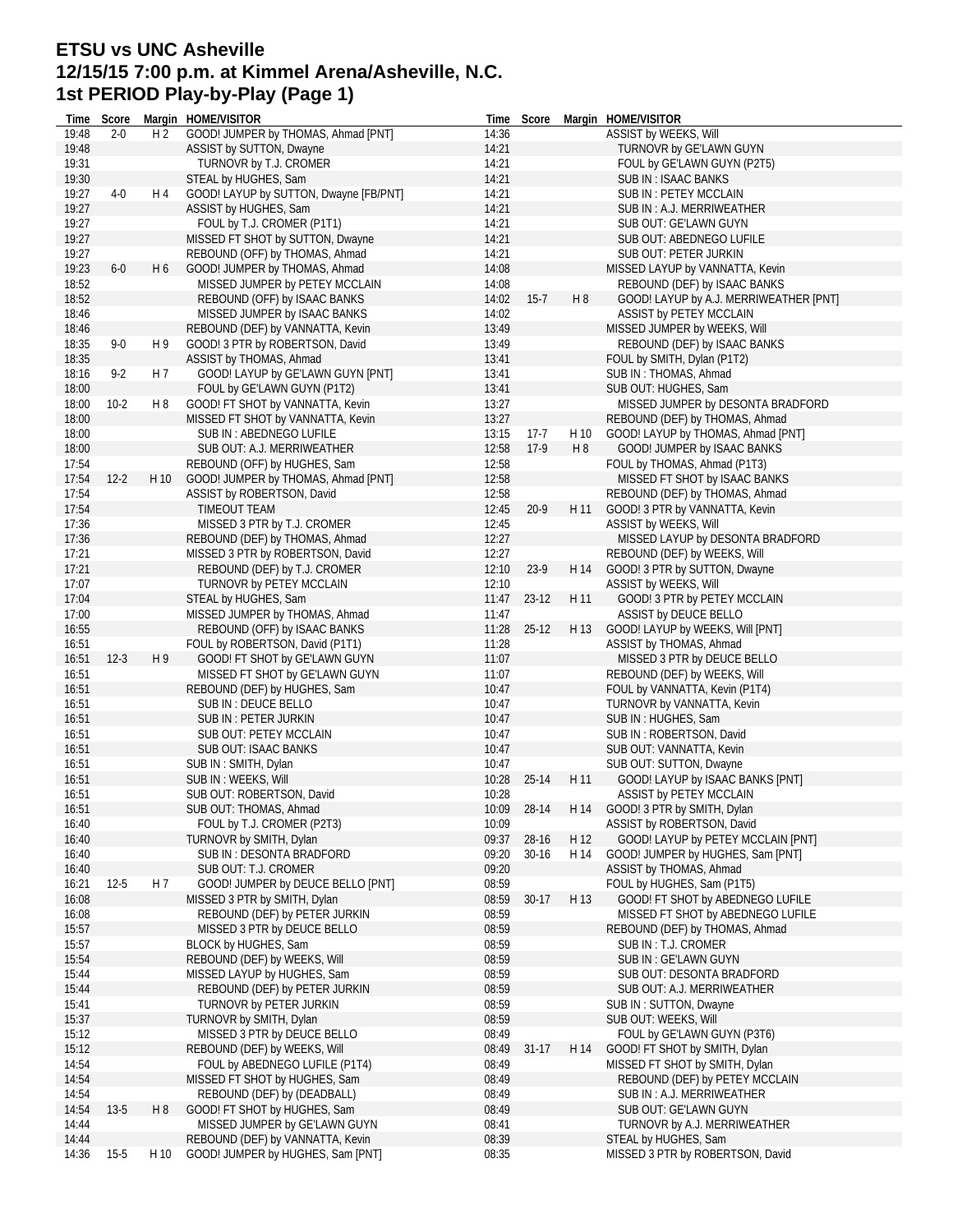# ETSU vs UNC Asheville
## 12/15/15 7:00 p.m. at Kimmel Arena/Asheville, N.C.
## 1st PERIOD Play-by-Play (Page 1)

| Time | Score | Margin | HOME/VISITOR |
|---|---|---|---|
| 19:48 | 2-0 | H 2 | GOOD! JUMPER by THOMAS, Ahmad [PNT] |
| 19:48 | | | ASSIST by SUTTON, Dwayne |
| 19:31 | | | TURNOVR by T.J. CROMER |
| 19:30 | | | STEAL by HUGHES, Sam |
| 19:27 | 4-0 | H 4 | GOOD! LAYUP by SUTTON, Dwayne [FB/PNT] |
| 19:27 | | | ASSIST by HUGHES, Sam |
| 19:27 | | | FOUL by T.J. CROMER (P1T1) |
| 19:27 | | | MISSED FT SHOT by SUTTON, Dwayne |
| 19:27 | | | REBOUND (OFF) by THOMAS, Ahmad |
| 19:23 | 6-0 | H 6 | GOOD! JUMPER by THOMAS, Ahmad |
| 18:52 | | | MISSED JUMPER by PETEY MCCLAIN |
| 18:52 | | | REBOUND (OFF) by ISAAC BANKS |
| 18:46 | | | MISSED JUMPER by ISAAC BANKS |
| 18:46 | | | REBOUND (DEF) by VANNATTA, Kevin |
| 18:35 | 9-0 | H 9 | GOOD! 3 PTR by ROBERTSON, David |
| 18:35 | | | ASSIST by THOMAS, Ahmad |
| 18:16 | 9-2 | H 7 | GOOD! LAYUP by GE'LAWN GUYN [PNT] |
| 18:00 | | | FOUL by GE'LAWN GUYN (P1T2) |
| 18:00 | 10-2 | H 8 | GOOD! FT SHOT by VANNATTA, Kevin |
| 18:00 | | | MISSED FT SHOT by VANNATTA, Kevin |
| 18:00 | | | SUB IN : ABEDNEGO LUFILE |
| 18:00 | | | SUB OUT: A.J. MERRIWEATHER |
| 17:54 | | | REBOUND (OFF) by HUGHES, Sam |
| 17:54 | 12-2 | H 10 | GOOD! JUMPER by THOMAS, Ahmad [PNT] |
| 17:54 | | | ASSIST by ROBERTSON, David |
| 17:54 | | | TIMEOUT TEAM |
| 17:36 | | | MISSED 3 PTR by T.J. CROMER |
| 17:36 | | | REBOUND (DEF) by THOMAS, Ahmad |
| 17:21 | | | MISSED 3 PTR by ROBERTSON, David |
| 17:21 | | | REBOUND (DEF) by T.J. CROMER |
| 17:07 | | | TURNOVR by PETEY MCCLAIN |
| 17:04 | | | STEAL by HUGHES, Sam |
| 17:00 | | | MISSED JUMPER by THOMAS, Ahmad |
| 16:55 | | | REBOUND (DEF) by ISAAC BANKS |
| 16:51 | | | FOUL by ROBERTSON, David (P1T1) |
| 16:51 | 12-3 | H 9 | GOOD! FT SHOT by GE'LAWN GUYN |
| 16:51 | | | MISSED FT SHOT by GE'LAWN GUYN |
| 16:51 | | | REBOUND (DEF) by HUGHES, Sam |
| 16:51 | | | SUB IN : DEUCE BELLO |
| 16:51 | | | SUB IN : PETER JURKIN |
| 16:51 | | | SUB OUT: PETEY MCCLAIN |
| 16:51 | | | SUB OUT: ISAAC BANKS |
| 16:51 | | | SUB IN : SMITH, Dylan |
| 16:51 | | | SUB IN : WEEKS, Will |
| 16:51 | | | SUB OUT: ROBERTSON, David |
| 16:51 | | | SUB OUT: THOMAS, Ahmad |
| 16:40 | | | FOUL by T.J. CROMER (P2T3) |
| 16:40 | | | TURNOVR by SMITH, Dylan |
| 16:40 | | | SUB IN : DESONTA BRADFORD |
| 16:40 | | | SUB OUT: T.J. CROMER |
| 16:21 | 12-5 | H 7 | GOOD! JUMPER by DEUCE BELLO [PNT] |
| 16:08 | | | MISSED 3 PTR by SMITH, Dylan |
| 16:08 | | | REBOUND (DEF) by PETER JURKIN |
| 15:57 | | | MISSED 3 PTR by DEUCE BELLO |
| 15:57 | | | BLOCK by HUGHES, Sam |
| 15:54 | | | REBOUND (DEF) by WEEKS, Will |
| 15:44 | | | MISSED LAYUP by HUGHES, Sam |
| 15:44 | | | REBOUND (DEF) by PETER JURKIN |
| 15:41 | | | TURNOVR by PETER JURKIN |
| 15:37 | | | TURNOVR by SMITH, Dylan |
| 15:12 | | | MISSED 3 PTR by DEUCE BELLO |
| 15:12 | | | REBOUND (DEF) by WEEKS, Will |
| 14:54 | | | FOUL by ABEDNEGO LUFILE (P1T4) |
| 14:54 | | | MISSED FT SHOT by HUGHES, Sam |
| 14:54 | | | REBOUND (DEF) by (DEADBALL) |
| 14:54 | 13-5 | H 8 | GOOD! FT SHOT by HUGHES, Sam |
| 14:44 | | | MISSED JUMPER by GE'LAWN GUYN |
| 14:44 | | | REBOUND (DEF) by VANNATTA, Kevin |
| 14:36 | 15-5 | H 10 | GOOD! JUMPER by HUGHES, Sam [PNT] |
| 14:36 | | | ASSIST by WEEKS, Will |
| 14:21 | | | TURNOVR by GE'LAWN GUYN |
| 14:21 | | | FOUL by GE'LAWN GUYN (P2T5) |
| 14:21 | | | SUB IN : ISAAC BANKS |
| 14:21 | | | SUB IN : PETEY MCCLAIN |
| 14:21 | | | SUB IN : A.J. MERRIWEATHER |
| 14:21 | | | SUB OUT: GE'LAWN GUYN |
| 14:21 | | | SUB OUT: ABEDNEGO LUFILE |
| 14:21 | | | SUB OUT: PETER JURKIN |
| 14:08 | | | MISSED LAYUP by VANNATTA, Kevin |
| 14:08 | | | REBOUND (DEF) by ISAAC BANKS |
| 14:02 | 15-7 | H 8 | GOOD! LAYUP by A.J. MERRIWEATHER [PNT] |
| 14:02 | | | ASSIST by PETEY MCCLAIN |
| 13:49 | | | MISSED JUMPER by WEEKS, Will |
| 13:49 | | | REBOUND (DEF) by ISAAC BANKS |
| 13:41 | | | FOUL by SMITH, Dylan (P1T2) |
| 13:41 | | | SUB IN : THOMAS, Ahmad |
| 13:41 | | | SUB OUT: HUGHES, Sam |
| 13:27 | | | MISSED JUMPER by DESONTA BRADFORD |
| 13:27 | | | REBOUND (DEF) by THOMAS, Ahmad |
| 13:15 | 17-7 | H 10 | GOOD! LAYUP by THOMAS, Ahmad [PNT] |
| 12:58 | 17-9 | H 8 | GOOD! JUMPER by ISAAC BANKS |
| 12:58 | | | FOUL by THOMAS, Ahmad (P1T3) |
| 12:58 | | | MISSED FT SHOT by ISAAC BANKS |
| 12:58 | | | REBOUND (DEF) by THOMAS, Ahmad |
| 12:45 | 20-9 | H 11 | GOOD! 3 PTR by VANNATTA, Kevin |
| 12:45 | | | ASSIST by WEEKS, Will |
| 12:27 | | | MISSED LAYUP by DESONTA BRADFORD |
| 12:27 | | | REBOUND (DEF) by WEEKS, Will |
| 12:10 | 23-9 | H 14 | GOOD! 3 PTR by SUTTON, Dwayne |
| 12:10 | | | ASSIST by WEEKS, Will |
| 11:47 | 23-12 | H 11 | GOOD! 3 PTR by PETEY MCCLAIN |
| 11:47 | | | ASSIST by DEUCE BELLO |
| 11:28 | 25-12 | H 13 | GOOD! LAYUP by WEEKS, Will [PNT] |
| 11:28 | | | ASSIST by THOMAS, Ahmad |
| 11:07 | | | MISSED 3 PTR by DEUCE BELLO |
| 11:07 | | | REBOUND (DEF) by WEEKS, Will |
| 10:47 | | | FOUL by VANNATTA, Kevin (P1T4) |
| 10:47 | | | TURNOVR by VANNATTA, Kevin |
| 10:47 | | | SUB IN : HUGHES, Sam |
| 10:47 | | | SUB IN : ROBERTSON, David |
| 10:47 | | | SUB OUT: VANNATTA, Kevin |
| 10:47 | | | SUB OUT: SUTTON, Dwayne |
| 10:28 | 25-14 | H 11 | GOOD! LAYUP by ISAAC BANKS [PNT] |
| 10:28 | | | ASSIST by PETEY MCCLAIN |
| 10:09 | 28-14 | H 14 | GOOD! 3 PTR by SMITH, Dylan |
| 10:09 | | | ASSIST by ROBERTSON, David |
| 09:37 | 28-16 | H 12 | GOOD! LAYUP by PETEY MCCLAIN [PNT] |
| 09:20 | 30-16 | H 14 | GOOD! JUMPER by HUGHES, Sam [PNT] |
| 09:20 | | | ASSIST by THOMAS, Ahmad |
| 08:59 | | | FOUL by HUGHES, Sam (P1T5) |
| 08:59 | 30-17 | H 13 | GOOD! FT SHOT by ABEDNEGO LUFILE |
| 08:59 | | | MISSED FT SHOT by ABEDNEGO LUFILE |
| 08:59 | | | REBOUND (DEF) by THOMAS, Ahmad |
| 08:59 | | | SUB IN : T.J. CROMER |
| 08:59 | | | SUB IN : GE'LAWN GUYN |
| 08:59 | | | SUB OUT: DESONTA BRADFORD |
| 08:59 | | | SUB OUT: A.J. MERRIWEATHER |
| 08:59 | | | SUB IN : SUTTON, Dwayne |
| 08:59 | | | SUB OUT: WEEKS, Will |
| 08:49 | | | FOUL by GE'LAWN GUYN (P3T6) |
| 08:49 | 31-17 | H 14 | GOOD! FT SHOT by SMITH, Dylan |
| 08:49 | | | MISSED FT SHOT by SMITH, Dylan |
| 08:49 | | | REBOUND (DEF) by PETEY MCCLAIN |
| 08:49 | | | SUB IN : A.J. MERRIWEATHER |
| 08:49 | | | SUB OUT: GE'LAWN GUYN |
| 08:41 | | | TURNOVR by A.J. MERRIWEATHER |
| 08:39 | | | STEAL by HUGHES, Sam |
| 08:35 | | | MISSED 3 PTR by ROBERTSON, David |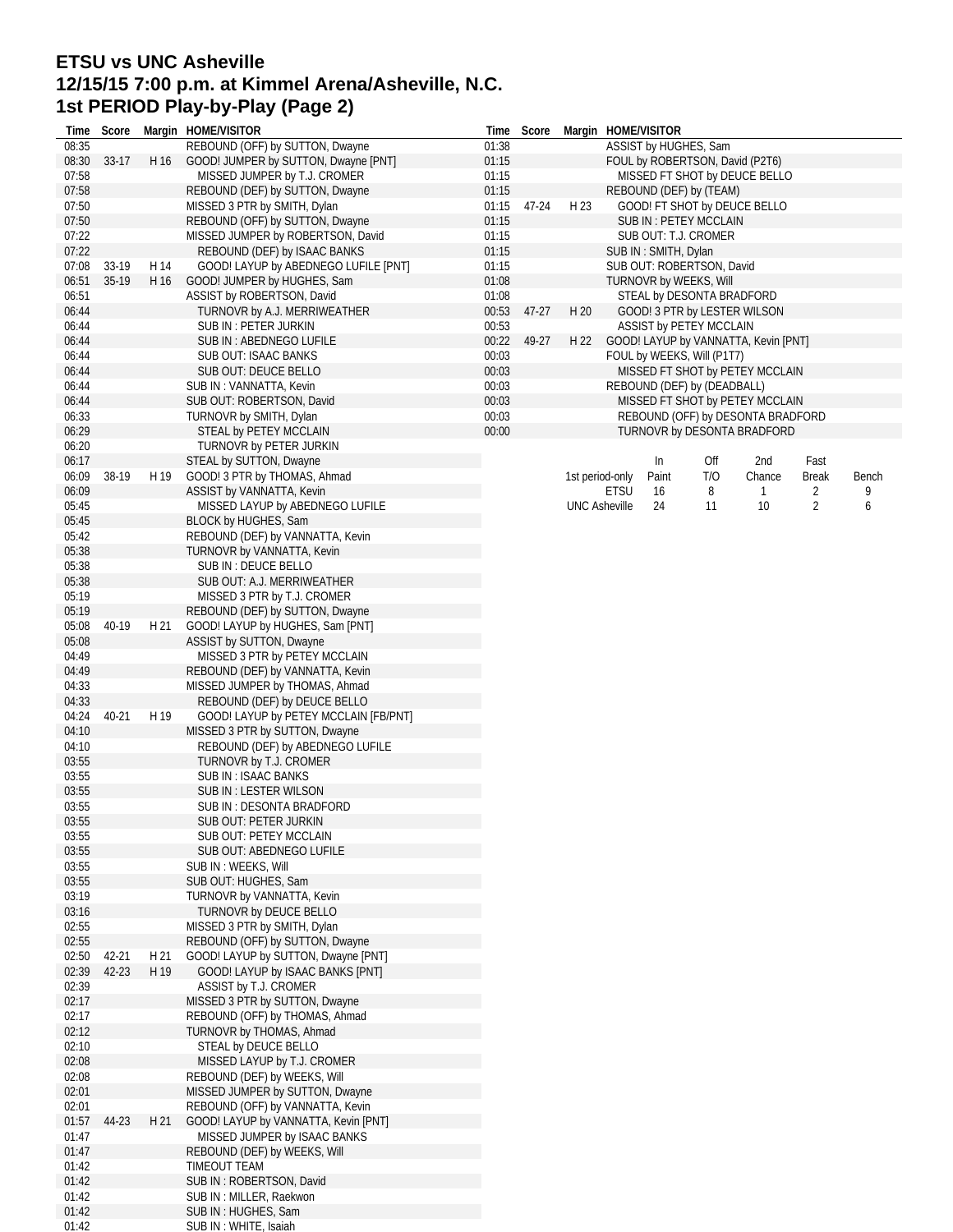# ETSU vs UNC Asheville
## 12/15/15 7:00 p.m. at Kimmel Arena/Asheville, N.C.
## 1st PERIOD Play-by-Play (Page 2)

| Time | Score | Margin | HOME/VISITOR |
|---|---|---|---|
| 08:35 | | | REBOUND (OFF) by SUTTON, Dwayne |
| 08:30 | 33-17 | H 16 | GOOD! JUMPER by SUTTON, Dwayne [PNT] |
| 07:58 | | | MISSED JUMPER by T.J. CROMER |
| 07:58 | | | REBOUND (DEF) by SUTTON, Dwayne |
| 07:50 | | | MISSED 3 PTR by SMITH, Dylan |
| 07:50 | | | REBOUND (OFF) by SUTTON, Dwayne |
| 07:22 | | | MISSED JUMPER by ROBERTSON, David |
| 07:22 | | | REBOUND (DEF) by ISAAC BANKS |
| 07:08 | 33-19 | H 14 | GOOD! LAYUP by ABEDNEGO LUFILE [PNT] |
| 06:51 | 35-19 | H 16 | GOOD! JUMPER by HUGHES, Sam |
| 06:51 | | | ASSIST by ROBERTSON, David |
| 06:44 | | | TURNOVR by A.J. MERRIWEATHER |
| 06:44 | | | SUB IN : PETER JURKIN |
| 06:44 | | | SUB IN : ABEDNEGO LUFILE |
| 06:44 | | | SUB OUT: ISAAC BANKS |
| 06:44 | | | SUB OUT: DEUCE BELLO |
| 06:44 | | | SUB IN : VANNATTA, Kevin |
| 06:44 | | | SUB OUT: ROBERTSON, David |
| 06:33 | | | TURNOVR by SMITH, Dylan |
| 06:29 | | | STEAL by PETEY MCCLAIN |
| 06:20 | | | TURNOVR by PETER JURKIN |
| 06:17 | | | STEAL by SUTTON, Dwayne |
| 06:09 | 38-19 | H 19 | GOOD! 3 PTR by THOMAS, Ahmad |
| 06:09 | | | ASSIST by VANNATTA, Kevin |
| 05:45 | | | MISSED LAYUP by ABEDNEGO LUFILE |
| 05:45 | | | BLOCK by HUGHES, Sam |
| 05:42 | | | REBOUND (DEF) by VANNATTA, Kevin |
| 05:38 | | | TURNOVR by VANNATTA, Kevin |
| 05:38 | | | SUB IN : DEUCE BELLO |
| 05:38 | | | SUB OUT: A.J. MERRIWEATHER |
| 05:19 | | | MISSED 3 PTR by T.J. CROMER |
| 05:19 | | | REBOUND (DEF) by SUTTON, Dwayne |
| 05:08 | 40-19 | H 21 | GOOD! LAYUP by HUGHES, Sam [PNT] |
| 05:08 | | | ASSIST by SUTTON, Dwayne |
| 04:49 | | | MISSED 3 PTR by PETEY MCCLAIN |
| 04:49 | | | REBOUND (DEF) by VANNATTA, Kevin |
| 04:33 | | | MISSED JUMPER by THOMAS, Ahmad |
| 04:33 | | | REBOUND (DEF) by DEUCE BELLO |
| 04:24 | 40-21 | H 19 | GOOD! LAYUP by PETEY MCCLAIN [FB/PNT] |
| 04:10 | | | MISSED 3 PTR by SUTTON, Dwayne |
| 04:10 | | | REBOUND (DEF) by ABEDNEGO LUFILE |
| 03:55 | | | TURNOVR by T.J. CROMER |
| 03:55 | | | SUB IN : ISAAC BANKS |
| 03:55 | | | SUB IN : LESTER WILSON |
| 03:55 | | | SUB IN : DESONTA BRADFORD |
| 03:55 | | | SUB OUT: PETER JURKIN |
| 03:55 | | | SUB OUT: PETEY MCCLAIN |
| 03:55 | | | SUB OUT: ABEDNEGO LUFILE |
| 03:55 | | | SUB IN : WEEKS, Will |
| 03:55 | | | SUB OUT: HUGHES, Sam |
| 03:19 | | | TURNOVR by VANNATTA, Kevin |
| 03:16 | | | TURNOVR by DEUCE BELLO |
| 02:55 | | | MISSED 3 PTR by SMITH, Dylan |
| 02:55 | | | REBOUND (OFF) by SUTTON, Dwayne |
| 02:50 | 42-21 | H 21 | GOOD! LAYUP by SUTTON, Dwayne [PNT] |
| 02:39 | 42-23 | H 19 | GOOD! LAYUP by ISAAC BANKS [PNT] |
| 02:39 | | | ASSIST by T.J. CROMER |
| 02:17 | | | MISSED 3 PTR by SUTTON, Dwayne |
| 02:17 | | | REBOUND (OFF) by THOMAS, Ahmad |
| 02:12 | | | TURNOVR by THOMAS, Ahmad |
| 02:10 | | | STEAL by DEUCE BELLO |
| 02:08 | | | MISSED LAYUP by T.J. CROMER |
| 02:08 | | | REBOUND (DEF) by WEEKS, Will |
| 02:01 | | | MISSED JUMPER by SUTTON, Dwayne |
| 02:01 | | | REBOUND (OFF) by VANNATTA, Kevin |
| 01:57 | 44-23 | H 21 | GOOD! LAYUP by VANNATTA, Kevin [PNT] |
| 01:47 | | | MISSED JUMPER by ISAAC BANKS |
| 01:47 | | | REBOUND (DEF) by WEEKS, Will |
| 01:42 | | | TIMEOUT TEAM |
| 01:42 | | | SUB IN : ROBERTSON, David |
| 01:42 | | | SUB IN : MILLER, Raekwon |
| 01:42 | | | SUB IN : HUGHES, Sam |
| 01:42 | | | SUB IN : WHITE, Isaiah |
| 01:38 | | | ASSIST by HUGHES, Sam |
| 01:15 | | | FOUL by ROBERTSON, David (P2T6) |
| 01:15 | | | MISSED FT SHOT by DEUCE BELLO |
| 01:15 | | | REBOUND (DEF) by (TEAM) |
| 01:15 | 47-24 | H 23 | GOOD! FT SHOT by DEUCE BELLO |
| 01:15 | | | SUB IN : PETEY MCCLAIN |
| 01:15 | | | SUB OUT: T.J. CROMER |
| 01:15 | | | SUB IN : SMITH, Dylan |
| 01:15 | | | SUB OUT: ROBERTSON, David |
| 01:08 | | | TURNOVR by WEEKS, Will |
| 01:08 | | | STEAL by DESONTA BRADFORD |
| 00:53 | 47-27 | H 20 | GOOD! 3 PTR by LESTER WILSON |
| 00:53 | | | ASSIST by PETEY MCCLAIN |
| 00:22 | 49-27 | H 22 | GOOD! LAYUP by VANNATTA, Kevin [PNT] |
| 00:03 | | | FOUL by WEEKS, Will (P1T7) |
| 00:03 | | | MISSED FT SHOT by PETEY MCCLAIN |
| 00:03 | | | REBOUND (DEF) by (DEADBALL) |
| 00:03 | | | MISSED FT SHOT by PETEY MCCLAIN |
| 00:03 | | | REBOUND (OFF) by DESONTA BRADFORD |
| 00:00 | | | TURNOVR by DESONTA BRADFORD |

| 1st period-only | In Paint | Off T/O | 2nd Chance | Fast Break | Bench |
|---|---|---|---|---|---|
| ETSU | 16 | 8 | 1 | 2 | 9 |
| UNC Asheville | 24 | 11 | 10 | 2 | 6 |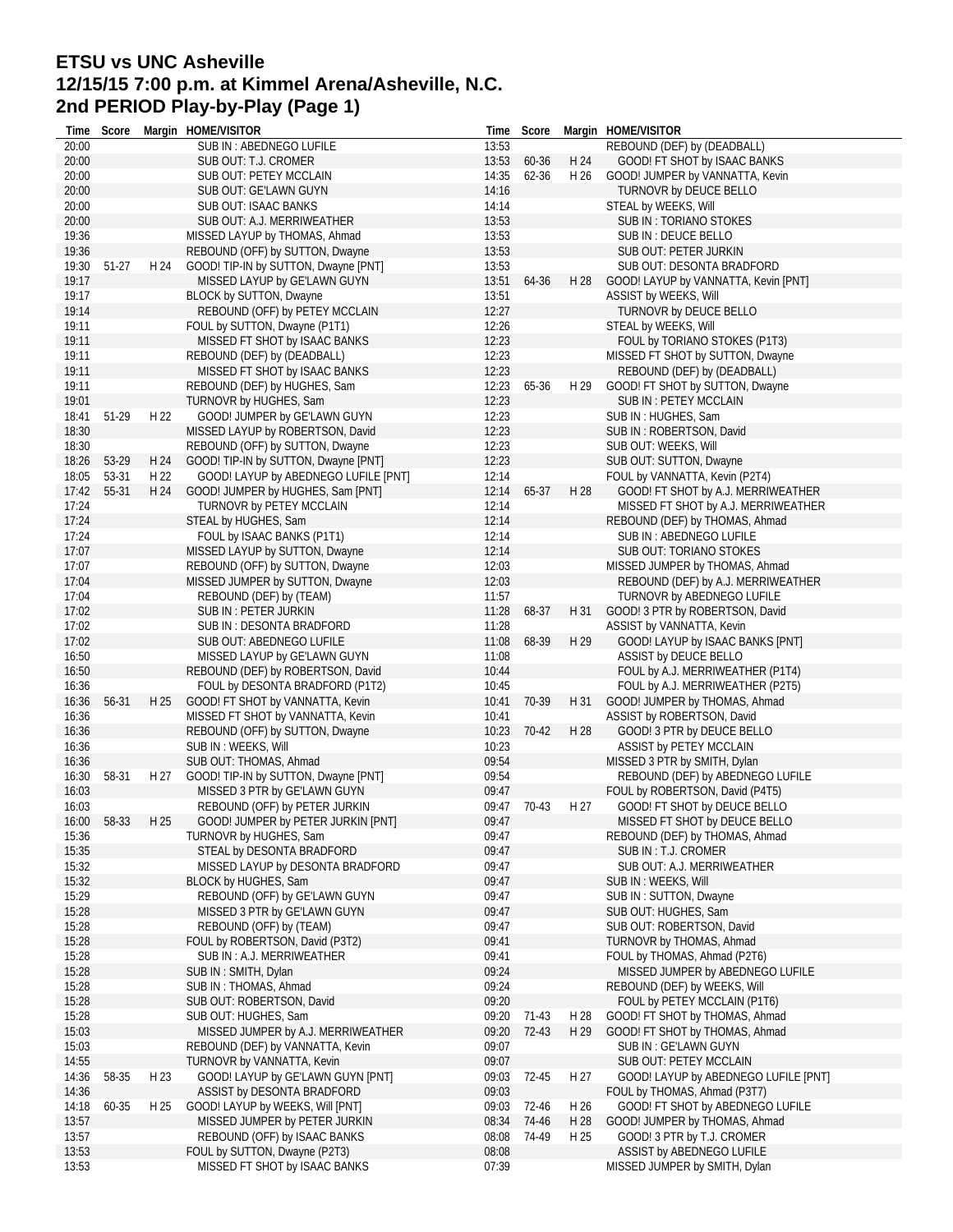# ETSU vs UNC Asheville
## 12/15/15 7:00 p.m. at Kimmel Arena/Asheville, N.C.
## 2nd PERIOD Play-by-Play (Page 1)

| Time | Score | Margin | HOME/VISITOR |
|---|---|---|---|
| 20:00 | | | SUB IN : ABEDNEGO LUFILE |
| 20:00 | | | SUB OUT: T.J. CROMER |
| 20:00 | | | SUB OUT: PETEY MCCLAIN |
| 20:00 | | | SUB OUT: GE'LAWN GUYN |
| 20:00 | | | SUB OUT: ISAAC BANKS |
| 20:00 | | | SUB OUT: A.J. MERRIWEATHER |
| 19:36 | | | MISSED LAYUP by THOMAS, Ahmad |
| 19:36 | | | REBOUND (OFF) by SUTTON, Dwayne |
| 19:30 | 51-27 | H 24 | GOOD! TIP-IN by SUTTON, Dwayne [PNT] |
| 19:17 | | | MISSED LAYUP by GE'LAWN GUYN |
| 19:17 | | | BLOCK by SUTTON, Dwayne |
| 19:14 | | | REBOUND (OFF) by PETEY MCCLAIN |
| 19:11 | | | FOUL by SUTTON, Dwayne (P1T1) |
| 19:11 | | | MISSED FT SHOT by ISAAC BANKS |
| 19:11 | | | REBOUND (DEF) by (DEADBALL) |
| 19:11 | | | MISSED FT SHOT by ISAAC BANKS |
| 19:11 | | | REBOUND (DEF) by HUGHES, Sam |
| 19:01 | | | TURNOVR by HUGHES, Sam |
| 18:41 | 51-29 | H 22 | GOOD! JUMPER by GE'LAWN GUYN |
| 18:30 | | | MISSED LAYUP by ROBERTSON, David |
| 18:30 | | | REBOUND (OFF) by SUTTON, Dwayne |
| 18:26 | 53-29 | H 24 | GOOD! TIP-IN by SUTTON, Dwayne [PNT] |
| 18:05 | 53-31 | H 22 | GOOD! LAYUP by ABEDNEGO LUFILE [PNT] |
| 17:42 | 55-31 | H 24 | GOOD! JUMPER by HUGHES, Sam [PNT] |
| 17:24 | | | TURNOVR by PETEY MCCLAIN |
| 17:24 | | | STEAL by HUGHES, Sam |
| 17:24 | | | FOUL by ISAAC BANKS (P1T1) |
| 17:07 | | | MISSED LAYUP by SUTTON, Dwayne |
| 17:07 | | | REBOUND (OFF) by SUTTON, Dwayne |
| 17:04 | | | MISSED JUMPER by SUTTON, Dwayne |
| 17:04 | | | REBOUND (DEF) by (TEAM) |
| 17:02 | | | SUB IN : PETER JURKIN |
| 17:02 | | | SUB IN : DESONTA BRADFORD |
| 17:02 | | | SUB OUT: ABEDNEGO LUFILE |
| 16:50 | | | MISSED LAYUP by GE'LAWN GUYN |
| 16:50 | | | REBOUND (DEF) by ROBERTSON, David |
| 16:36 | | | FOUL by DESONTA BRADFORD (P1T2) |
| 16:36 | 56-31 | H 25 | GOOD! FT SHOT by VANNATTA, Kevin |
| 16:36 | | | MISSED FT SHOT by VANNATTA, Kevin |
| 16:36 | | | REBOUND (OFF) by SUTTON, Dwayne |
| 16:36 | | | SUB IN : WEEKS, Will |
| 16:36 | | | SUB OUT: THOMAS, Ahmad |
| 16:30 | 58-31 | H 27 | GOOD! TIP-IN by SUTTON, Dwayne [PNT] |
| 16:03 | | | MISSED 3 PTR by GE'LAWN GUYN |
| 16:03 | | | REBOUND (OFF) by PETER JURKIN |
| 16:00 | 58-33 | H 25 | GOOD! JUMPER by PETER JURKIN [PNT] |
| 15:36 | | | TURNOVR by HUGHES, Sam |
| 15:35 | | | STEAL by DESONTA BRADFORD |
| 15:32 | | | MISSED LAYUP by DESONTA BRADFORD |
| 15:32 | | | BLOCK by HUGHES, Sam |
| 15:29 | | | REBOUND (OFF) by GE'LAWN GUYN |
| 15:28 | | | MISSED 3 PTR by GE'LAWN GUYN |
| 15:28 | | | REBOUND (OFF) by (TEAM) |
| 15:28 | | | FOUL by ROBERTSON, David (P3T2) |
| 15:28 | | | SUB IN : A.J. MERRIWEATHER |
| 15:28 | | | SUB IN : SMITH, Dylan |
| 15:28 | | | SUB IN : THOMAS, Ahmad |
| 15:28 | | | SUB OUT: ROBERTSON, David |
| 15:28 | | | SUB OUT: HUGHES, Sam |
| 15:03 | | | MISSED JUMPER by A.J. MERRIWEATHER |
| 15:03 | | | REBOUND (DEF) by VANNATTA, Kevin |
| 14:55 | | | TURNOVR by VANNATTA, Kevin |
| 14:36 | 58-35 | H 23 | GOOD! LAYUP by GE'LAWN GUYN [PNT] |
| 14:36 | | | ASSIST by DESONTA BRADFORD |
| 14:18 | 60-35 | H 25 | GOOD! LAYUP by WEEKS, Will [PNT] |
| 13:57 | | | MISSED JUMPER by PETER JURKIN |
| 13:57 | | | REBOUND (OFF) by ISAAC BANKS |
| 13:53 | | | FOUL by SUTTON, Dwayne (P2T3) |
| 13:53 | | | MISSED FT SHOT by ISAAC BANKS |
| 13:53 | | | REBOUND (DEF) by (DEADBALL) |
| 13:53 | 60-36 | H 24 | GOOD! FT SHOT by ISAAC BANKS |
| 14:35 | 62-36 | H 26 | GOOD! JUMPER by VANNATTA, Kevin |
| 14:16 | | | TURNOVR by DEUCE BELLO |
| 14:14 | | | STEAL by WEEKS, Will |
| 13:53 | | | SUB IN : TORIANO STOKES |
| 13:53 | | | SUB IN : DEUCE BELLO |
| 13:53 | | | SUB OUT: PETER JURKIN |
| 13:53 | | | SUB OUT: DESONTA BRADFORD |
| 13:51 | 64-36 | H 28 | GOOD! LAYUP by VANNATTA, Kevin [PNT] |
| 13:51 | | | ASSIST by WEEKS, Will |
| 12:27 | | | TURNOVR by DEUCE BELLO |
| 12:26 | | | STEAL by WEEKS, Will |
| 12:23 | | | FOUL by TORIANO STOKES (P1T3) |
| 12:23 | | | MISSED FT SHOT by SUTTON, Dwayne |
| 12:23 | | | REBOUND (DEF) by (DEADBALL) |
| 12:23 | 65-36 | H 29 | GOOD! FT SHOT by SUTTON, Dwayne |
| 12:23 | | | SUB IN : PETEY MCCLAIN |
| 12:23 | | | SUB IN : HUGHES, Sam |
| 12:23 | | | SUB IN : ROBERTSON, David |
| 12:23 | | | SUB OUT: WEEKS, Will |
| 12:23 | | | SUB OUT: SUTTON, Dwayne |
| 12:14 | | | FOUL by VANNATTA, Kevin (P2T4) |
| 12:14 | 65-37 | H 28 | GOOD! FT SHOT by A.J. MERRIWEATHER |
| 12:14 | | | MISSED FT SHOT by A.J. MERRIWEATHER |
| 12:14 | | | REBOUND (DEF) by THOMAS, Ahmad |
| 12:14 | | | SUB IN : ABEDNEGO LUFILE |
| 12:14 | | | SUB OUT: TORIANO STOKES |
| 12:03 | | | MISSED JUMPER by THOMAS, Ahmad |
| 12:03 | | | REBOUND (DEF) by A.J. MERRIWEATHER |
| 11:57 | | | TURNOVR by ABEDNEGO LUFILE |
| 11:28 | 68-37 | H 31 | GOOD! 3 PTR by ROBERTSON, David |
| 11:28 | | | ASSIST by VANNATTA, Kevin |
| 11:08 | 68-39 | H 29 | GOOD! LAYUP by ISAAC BANKS [PNT] |
| 11:08 | | | ASSIST by DEUCE BELLO |
| 10:44 | | | FOUL by A.J. MERRIWEATHER (P1T4) |
| 10:45 | | | FOUL by A.J. MERRIWEATHER (P2T5) |
| 10:41 | 70-39 | H 31 | GOOD! JUMPER by THOMAS, Ahmad |
| 10:41 | | | ASSIST by ROBERTSON, David |
| 10:23 | 70-42 | H 28 | GOOD! 3 PTR by DEUCE BELLO |
| 10:23 | | | ASSIST by PETEY MCCLAIN |
| 09:54 | | | MISSED 3 PTR by SMITH, Dylan |
| 09:54 | | | REBOUND (DEF) by ABEDNEGO LUFILE |
| 09:47 | | | FOUL by ROBERTSON, David (P4T5) |
| 09:47 | 70-43 | H 27 | GOOD! FT SHOT by DEUCE BELLO |
| 09:47 | | | MISSED FT SHOT by DEUCE BELLO |
| 09:47 | | | REBOUND (DEF) by THOMAS, Ahmad |
| 09:47 | | | SUB IN : T.J. CROMER |
| 09:47 | | | SUB OUT: A.J. MERRIWEATHER |
| 09:47 | | | SUB IN : WEEKS, Will |
| 09:47 | | | SUB IN : SUTTON, Dwayne |
| 09:47 | | | SUB OUT: HUGHES, Sam |
| 09:47 | | | SUB OUT: ROBERTSON, David |
| 09:41 | | | TURNOVR by THOMAS, Ahmad |
| 09:41 | | | FOUL by THOMAS, Ahmad (P2T6) |
| 09:24 | | | MISSED JUMPER by ABEDNEGO LUFILE |
| 09:24 | | | REBOUND (DEF) by WEEKS, Will |
| 09:20 | | | FOUL by PETEY MCCLAIN (P1T6) |
| 09:20 | 71-43 | H 28 | GOOD! FT SHOT by THOMAS, Ahmad |
| 09:20 | 72-43 | H 29 | GOOD! FT SHOT by THOMAS, Ahmad |
| 09:07 | | | SUB IN : GE'LAWN GUYN |
| 09:07 | | | SUB OUT: PETEY MCCLAIN |
| 09:03 | 72-45 | H 27 | GOOD! LAYUP by ABEDNEGO LUFILE [PNT] |
| 09:03 | | | FOUL by THOMAS, Ahmad (P3T7) |
| 09:03 | 72-46 | H 26 | GOOD! FT SHOT by ABEDNEGO LUFILE |
| 08:34 | 74-46 | H 28 | GOOD! JUMPER by THOMAS, Ahmad |
| 08:08 | 74-49 | H 25 | GOOD! 3 PTR by T.J. CROMER |
| 08:08 | | | ASSIST by ABEDNEGO LUFILE |
| 07:39 | | | MISSED JUMPER by SMITH, Dylan |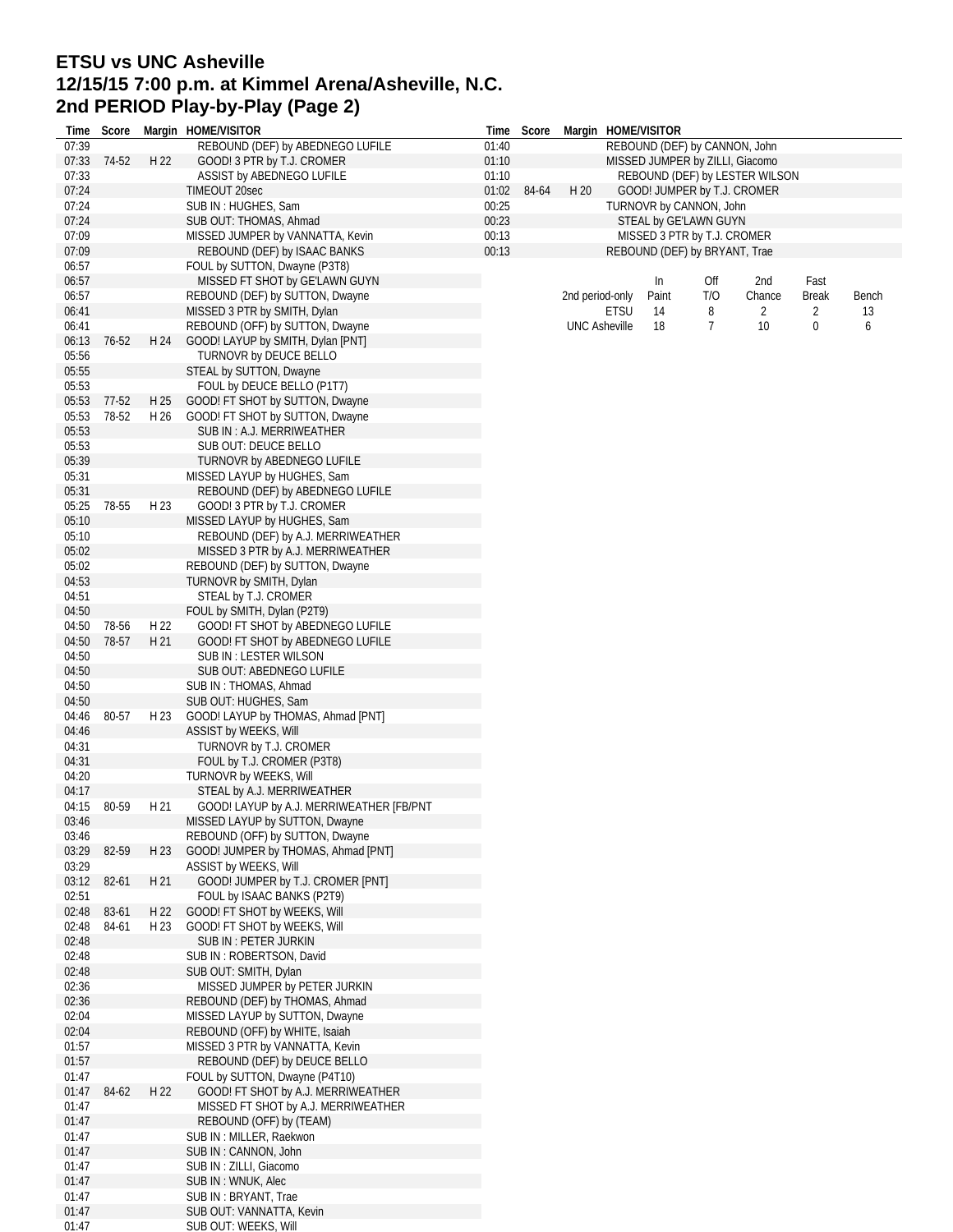# ETSU vs UNC Asheville
## 12/15/15 7:00 p.m. at Kimmel Arena/Asheville, N.C.
## 2nd PERIOD Play-by-Play (Page 2)

| Time | Score | Margin | HOME/VISITOR |
|---|---|---|---|
| 07:39 | | | REBOUND (DEF) by ABEDNEGO LUFILE |
| 07:33 | 74-52 | H 22 | GOOD! 3 PTR by T.J. CROMER |
| 07:33 | | | ASSIST by ABEDNEGO LUFILE |
| 07:24 | | | TIMEOUT 20sec |
| 07:24 | | | SUB IN : HUGHES, Sam |
| 07:24 | | | SUB OUT: THOMAS, Ahmad |
| 07:09 | | | MISSED JUMPER by VANNATTA, Kevin |
| 07:09 | | | REBOUND (DEF) by ISAAC BANKS |
| 06:57 | | | FOUL by SUTTON, Dwayne (P3T8) |
| 06:57 | | | MISSED FT SHOT by GE'LAWN GUYN |
| 06:57 | | | REBOUND (DEF) by SUTTON, Dwayne |
| 06:41 | | | MISSED 3 PTR by SMITH, Dylan |
| 06:41 | | | REBOUND (OFF) by SUTTON, Dwayne |
| 06:13 | 76-52 | H 24 | GOOD! LAYUP by SMITH, Dylan [PNT] |
| 05:56 | | | TURNOVR by DEUCE BELLO |
| 05:55 | | | STEAL by SUTTON, Dwayne |
| 05:53 | | | FOUL by DEUCE BELLO (P1T7) |
| 05:53 | 77-52 | H 25 | GOOD! FT SHOT by SUTTON, Dwayne |
| 05:53 | 78-52 | H 26 | GOOD! FT SHOT by SUTTON, Dwayne |
| 05:53 | | | SUB IN : A.J. MERRIWEATHER |
| 05:53 | | | SUB OUT: DEUCE BELLO |
| 05:39 | | | TURNOVR by ABEDNEGO LUFILE |
| 05:31 | | | MISSED LAYUP by HUGHES, Sam |
| 05:31 | | | REBOUND (DEF) by ABEDNEGO LUFILE |
| 05:25 | 78-55 | H 23 | GOOD! 3 PTR by T.J. CROMER |
| 05:10 | | | MISSED LAYUP by HUGHES, Sam |
| 05:10 | | | REBOUND (DEF) by A.J. MERRIWEATHER |
| 05:02 | | | MISSED 3 PTR by A.J. MERRIWEATHER |
| 05:02 | | | REBOUND (DEF) by SUTTON, Dwayne |
| 04:53 | | | TURNOVR by SMITH, Dylan |
| 04:51 | | | STEAL by T.J. CROMER |
| 04:50 | | | FOUL by SMITH, Dylan (P2T9) |
| 04:50 | 78-56 | H 22 | GOOD! FT SHOT by ABEDNEGO LUFILE |
| 04:50 | 78-57 | H 21 | GOOD! FT SHOT by ABEDNEGO LUFILE |
| 04:50 | | | SUB IN : LESTER WILSON |
| 04:50 | | | SUB OUT: ABEDNEGO LUFILE |
| 04:50 | | | SUB IN : THOMAS, Ahmad |
| 04:50 | | | SUB OUT: HUGHES, Sam |
| 04:46 | 80-57 | H 23 | GOOD! LAYUP by THOMAS, Ahmad [PNT] |
| 04:46 | | | ASSIST by WEEKS, Will |
| 04:31 | | | TURNOVR by T.J. CROMER |
| 04:31 | | | FOUL by T.J. CROMER (P3T8) |
| 04:20 | | | TURNOVR by WEEKS, Will |
| 04:17 | | | STEAL by A.J. MERRIWEATHER |
| 04:15 | 80-59 | H 21 | GOOD! LAYUP by A.J. MERRIWEATHER [FB/PNT |
| 03:46 | | | MISSED LAYUP by SUTTON, Dwayne |
| 03:46 | | | REBOUND (OFF) by SUTTON, Dwayne |
| 03:29 | 82-59 | H 23 | GOOD! JUMPER by THOMAS, Ahmad [PNT] |
| 03:29 | | | ASSIST by WEEKS, Will |
| 03:12 | 82-61 | H 21 | GOOD! JUMPER by T.J. CROMER [PNT] |
| 02:51 | | | FOUL by ISAAC BANKS (P2T9) |
| 02:48 | 83-61 | H 22 | GOOD! FT SHOT by WEEKS, Will |
| 02:48 | 84-61 | H 23 | GOOD! FT SHOT by WEEKS, Will |
| 02:48 | | | SUB IN : PETER JURKIN |
| 02:48 | | | SUB IN : ROBERTSON, David |
| 02:48 | | | SUB OUT: SMITH, Dylan |
| 02:36 | | | MISSED JUMPER by PETER JURKIN |
| 02:36 | | | REBOUND (DEF) by THOMAS, Ahmad |
| 02:04 | | | MISSED LAYUP by SUTTON, Dwayne |
| 02:04 | | | REBOUND (OFF) by WHITE, Isaiah |
| 01:57 | | | MISSED 3 PTR by VANNATTA, Kevin |
| 01:57 | | | REBOUND (DEF) by DEUCE BELLO |
| 01:47 | | | FOUL by SUTTON, Dwayne (P4T10) |
| 01:47 | 84-62 | H 22 | GOOD! FT SHOT by A.J. MERRIWEATHER |
| 01:47 | | | MISSED FT SHOT by A.J. MERRIWEATHER |
| 01:47 | | | REBOUND (OFF) by (TEAM) |
| 01:47 | | | SUB IN : MILLER, Raekwon |
| 01:47 | | | SUB IN : CANNON, John |
| 01:47 | | | SUB IN : ZILLI, Giacomo |
| 01:47 | | | SUB IN : WNUK, Alec |
| 01:47 | | | SUB IN : BRYANT, Trae |
| 01:47 | | | SUB OUT: VANNATTA, Kevin |
| 01:47 | | | SUB OUT: WEEKS, Will |
| 01:40 | | | REBOUND (DEF) by CANNON, John |
| 01:10 | | | MISSED JUMPER by ZILLI, Giacomo |
| 01:10 | | | REBOUND (DEF) by LESTER WILSON |
| 01:02 | 84-64 | H 20 | GOOD! JUMPER by T.J. CROMER |
| 00:25 | | | TURNOVR by CANNON, John |
| 00:23 | | | STEAL by GE'LAWN GUYN |
| 00:13 | | | MISSED 3 PTR by T.J. CROMER |
| 00:13 | | | REBOUND (DEF) by BRYANT, Trae |

| 2nd period-only | In Paint | Off T/O | 2nd Chance | Fast Break | Bench |
|---|---|---|---|---|---|
| ETSU | 14 | 8 | 2 | 2 | 13 |
| UNC Asheville | 18 | 7 | 10 | 0 | 6 |